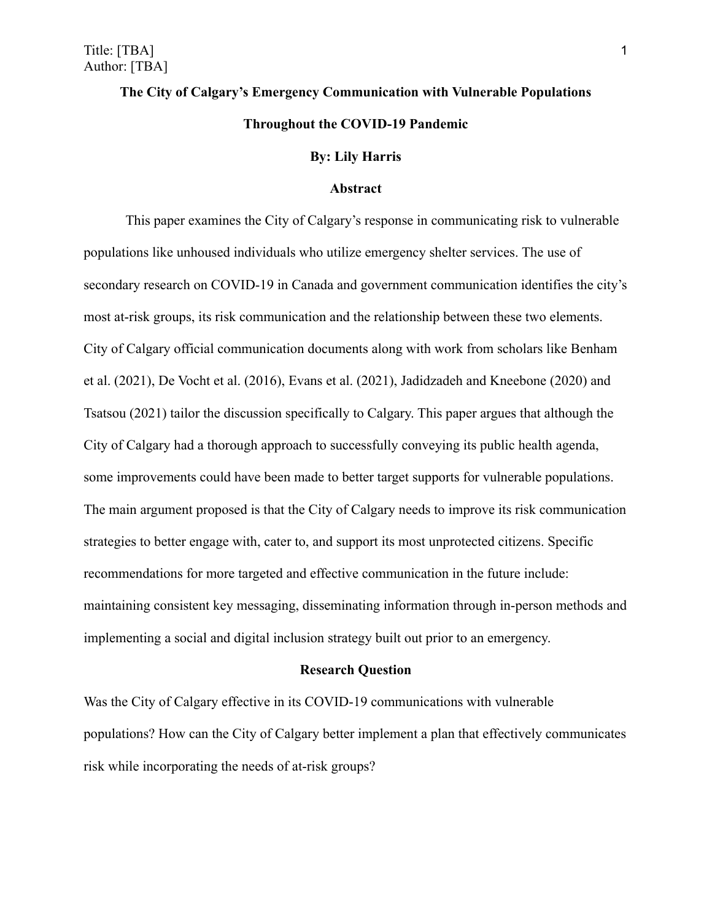Title: [TBA]
Author: [TBA]

# The City of Calgary's Emergency Communication with Vulnerable Populations Throughout the COVID-19 Pandemic

**By: Lily Harris**

## Abstract

This paper examines the City of Calgary's response in communicating risk to vulnerable populations like unhoused individuals who utilize emergency shelter services. The use of secondary research on COVID-19 in Canada and government communication identifies the city's most at-risk groups, its risk communication and the relationship between these two elements. City of Calgary official communication documents along with work from scholars like Benham et al. (2021), De Vocht et al. (2016), Evans et al. (2021), Jadidzadeh and Kneebone (2020) and Tsatsou (2021) tailor the discussion specifically to Calgary. This paper argues that although the City of Calgary had a thorough approach to successfully conveying its public health agenda, some improvements could have been made to better target supports for vulnerable populations. The main argument proposed is that the City of Calgary needs to improve its risk communication strategies to better engage with, cater to, and support its most unprotected citizens. Specific recommendations for more targeted and effective communication in the future include: maintaining consistent key messaging, disseminating information through in-person methods and implementing a social and digital inclusion strategy built out prior to an emergency.

## Research Question

Was the City of Calgary effective in its COVID-19 communications with vulnerable populations? How can the City of Calgary better implement a plan that effectively communicates risk while incorporating the needs of at-risk groups?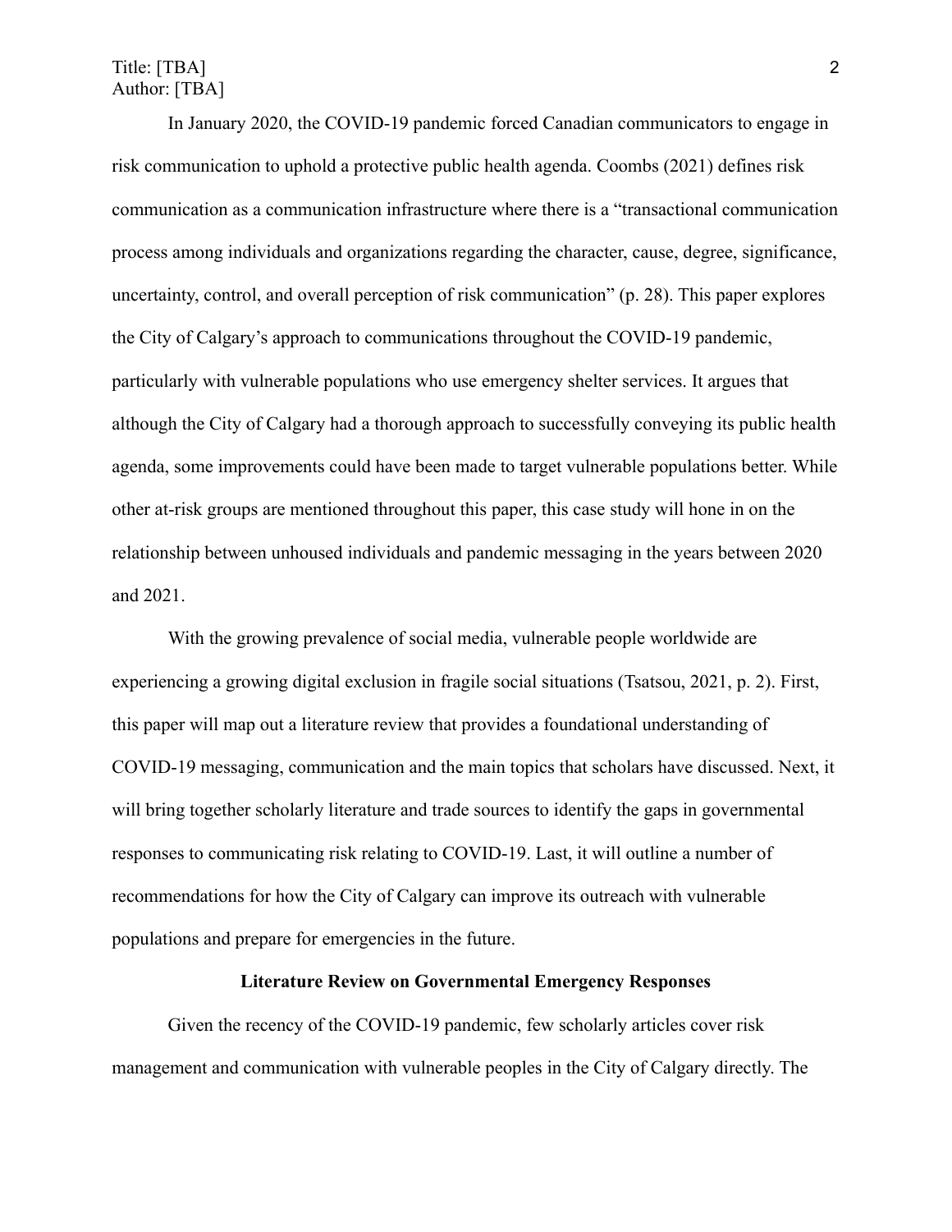In January 2020, the COVID-19 pandemic forced Canadian communicators to engage in risk communication to uphold a protective public health agenda. Coombs (2021) defines risk communication as a communication infrastructure where there is a "transactional communication process among individuals and organizations regarding the character, cause, degree, significance, uncertainty, control, and overall perception of risk communication" (p. 28). This paper explores the City of Calgary's approach to communications throughout the COVID-19 pandemic, particularly with vulnerable populations who use emergency shelter services. It argues that although the City of Calgary had a thorough approach to successfully conveying its public health agenda, some improvements could have been made to target vulnerable populations better. While other at-risk groups are mentioned throughout this paper, this case study will hone in on the relationship between unhoused individuals and pandemic messaging in the years between 2020 and 2021.

With the growing prevalence of social media, vulnerable people worldwide are experiencing a growing digital exclusion in fragile social situations (Tsatsou, 2021, p. 2). First, this paper will map out a literature review that provides a foundational understanding of COVID-19 messaging, communication and the main topics that scholars have discussed. Next, it will bring together scholarly literature and trade sources to identify the gaps in governmental responses to communicating risk relating to COVID-19. Last, it will outline a number of recommendations for how the City of Calgary can improve its outreach with vulnerable populations and prepare for emergencies in the future.

## Literature Review on Governmental Emergency Responses

Given the recency of the COVID-19 pandemic, few scholarly articles cover risk management and communication with vulnerable peoples in the City of Calgary directly. The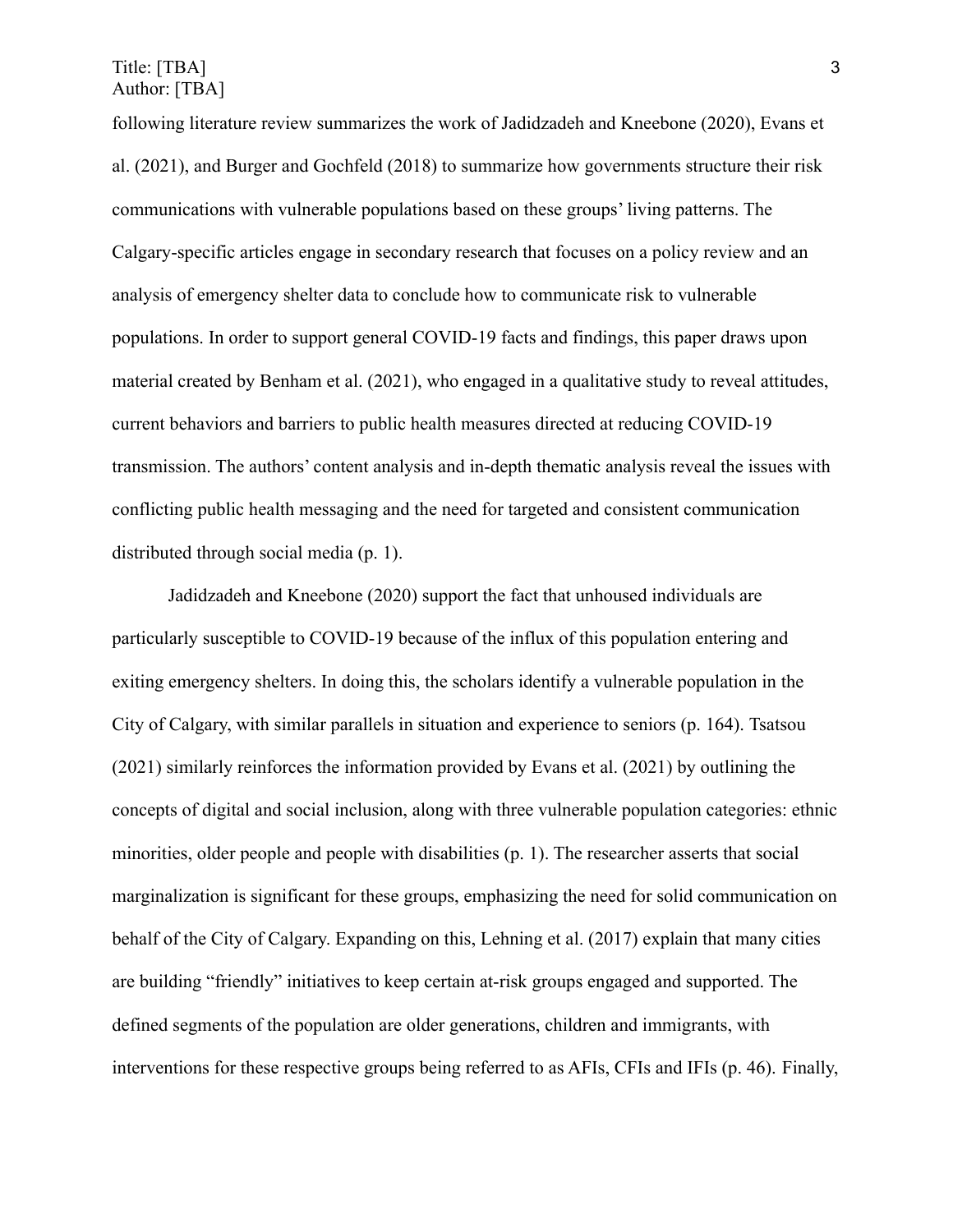following literature review summarizes the work of Jadidzadeh and Kneebone (2020), Evans et al. (2021), and Burger and Gochfeld (2018) to summarize how governments structure their risk communications with vulnerable populations based on these groups' living patterns. The Calgary-specific articles engage in secondary research that focuses on a policy review and an analysis of emergency shelter data to conclude how to communicate risk to vulnerable populations. In order to support general COVID-19 facts and findings, this paper draws upon material created by Benham et al. (2021), who engaged in a qualitative study to reveal attitudes, current behaviors and barriers to public health measures directed at reducing COVID-19 transmission. The authors' content analysis and in-depth thematic analysis reveal the issues with conflicting public health messaging and the need for targeted and consistent communication distributed through social media (p. 1).

Jadidzadeh and Kneebone (2020) support the fact that unhoused individuals are particularly susceptible to COVID-19 because of the influx of this population entering and exiting emergency shelters. In doing this, the scholars identify a vulnerable population in the City of Calgary, with similar parallels in situation and experience to seniors (p. 164). Tsatsou (2021) similarly reinforces the information provided by Evans et al. (2021) by outlining the concepts of digital and social inclusion, along with three vulnerable population categories: ethnic minorities, older people and people with disabilities (p. 1). The researcher asserts that social marginalization is significant for these groups, emphasizing the need for solid communication on behalf of the City of Calgary. Expanding on this, Lehning et al. (2017) explain that many cities are building "friendly" initiatives to keep certain at-risk groups engaged and supported. The defined segments of the population are older generations, children and immigrants, with interventions for these respective groups being referred to as AFIs, CFIs and IFIs (p. 46). Finally,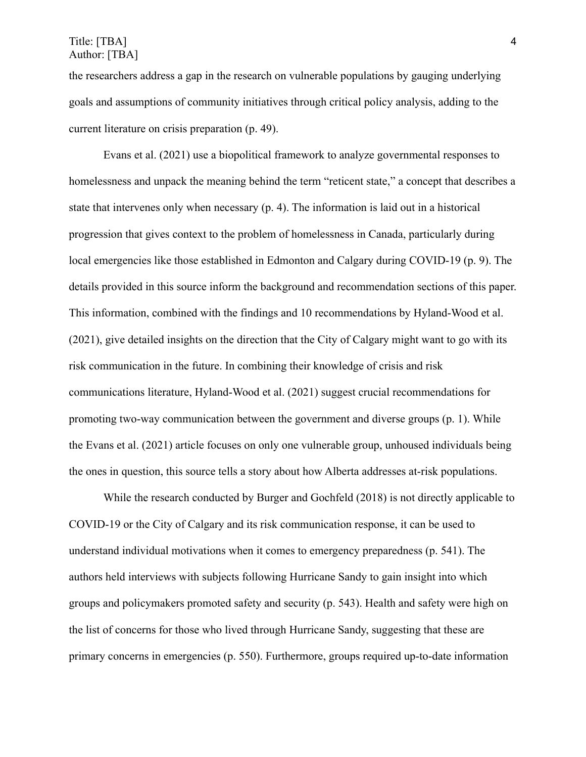the researchers address a gap in the research on vulnerable populations by gauging underlying goals and assumptions of community initiatives through critical policy analysis, adding to the current literature on crisis preparation (p. 49).

Evans et al. (2021) use a biopolitical framework to analyze governmental responses to homelessness and unpack the meaning behind the term "reticent state," a concept that describes a state that intervenes only when necessary (p. 4). The information is laid out in a historical progression that gives context to the problem of homelessness in Canada, particularly during local emergencies like those established in Edmonton and Calgary during COVID-19 (p. 9). The details provided in this source inform the background and recommendation sections of this paper. This information, combined with the findings and 10 recommendations by Hyland-Wood et al. (2021), give detailed insights on the direction that the City of Calgary might want to go with its risk communication in the future. In combining their knowledge of crisis and risk communications literature, Hyland-Wood et al. (2021) suggest crucial recommendations for promoting two-way communication between the government and diverse groups (p. 1). While the Evans et al. (2021) article focuses on only one vulnerable group, unhoused individuals being the ones in question, this source tells a story about how Alberta addresses at-risk populations.

While the research conducted by Burger and Gochfeld (2018) is not directly applicable to COVID-19 or the City of Calgary and its risk communication response, it can be used to understand individual motivations when it comes to emergency preparedness (p. 541). The authors held interviews with subjects following Hurricane Sandy to gain insight into which groups and policymakers promoted safety and security (p. 543). Health and safety were high on the list of concerns for those who lived through Hurricane Sandy, suggesting that these are primary concerns in emergencies (p. 550). Furthermore, groups required up-to-date information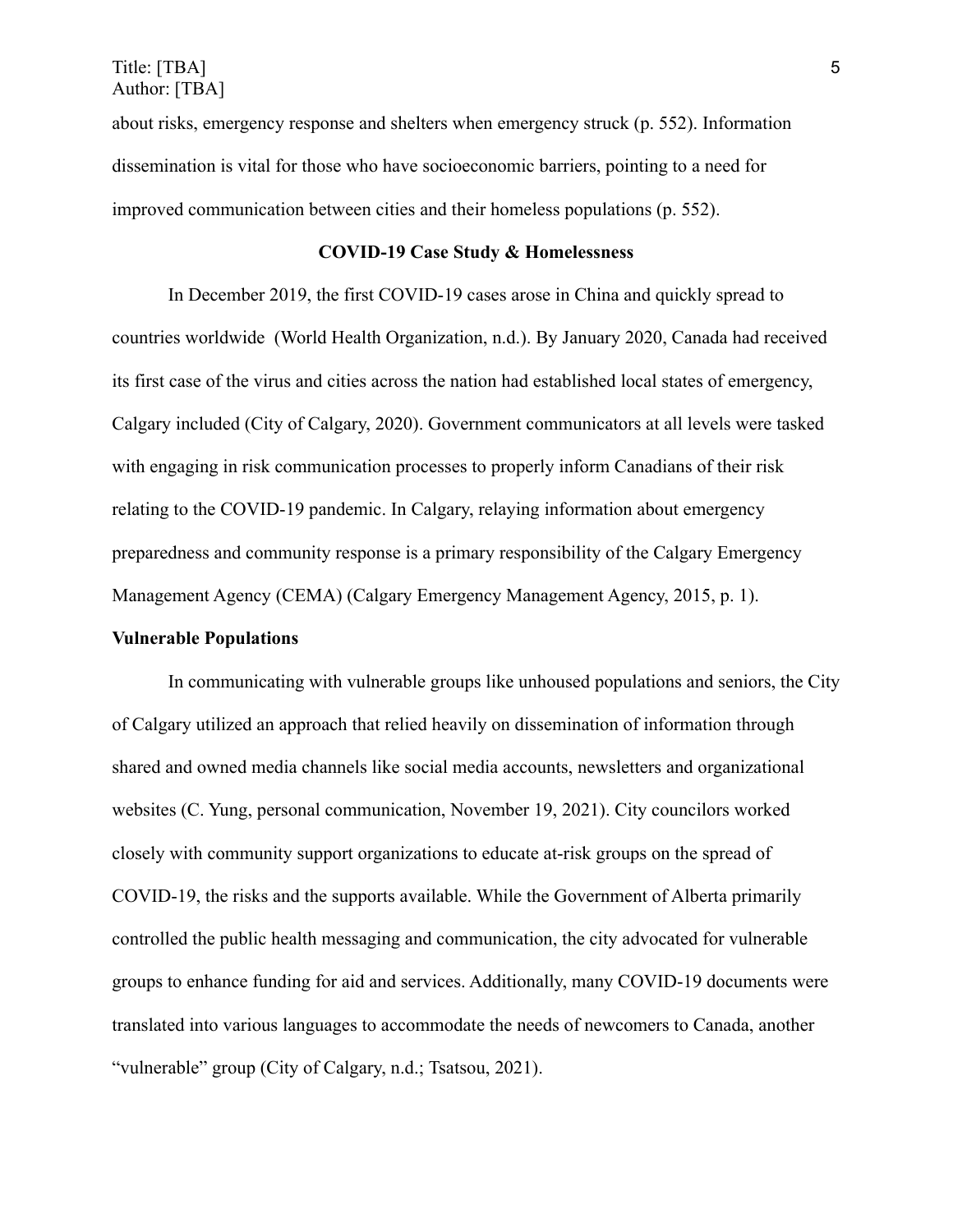about risks, emergency response and shelters when emergency struck (p. 552). Information dissemination is vital for those who have socioeconomic barriers, pointing to a need for improved communication between cities and their homeless populations (p. 552).

## COVID-19 Case Study & Homelessness

In December 2019, the first COVID-19 cases arose in China and quickly spread to countries worldwide (World Health Organization, n.d.). By January 2020, Canada had received its first case of the virus and cities across the nation had established local states of emergency, Calgary included (City of Calgary, 2020). Government communicators at all levels were tasked with engaging in risk communication processes to properly inform Canadians of their risk relating to the COVID-19 pandemic. In Calgary, relaying information about emergency preparedness and community response is a primary responsibility of the Calgary Emergency Management Agency (CEMA) (Calgary Emergency Management Agency, 2015, p. 1).

### Vulnerable Populations

In communicating with vulnerable groups like unhoused populations and seniors, the City of Calgary utilized an approach that relied heavily on dissemination of information through shared and owned media channels like social media accounts, newsletters and organizational websites (C. Yung, personal communication, November 19, 2021). City councilors worked closely with community support organizations to educate at-risk groups on the spread of COVID-19, the risks and the supports available. While the Government of Alberta primarily controlled the public health messaging and communication, the city advocated for vulnerable groups to enhance funding for aid and services. Additionally, many COVID-19 documents were translated into various languages to accommodate the needs of newcomers to Canada, another "vulnerable" group (City of Calgary, n.d.; Tsatsou, 2021).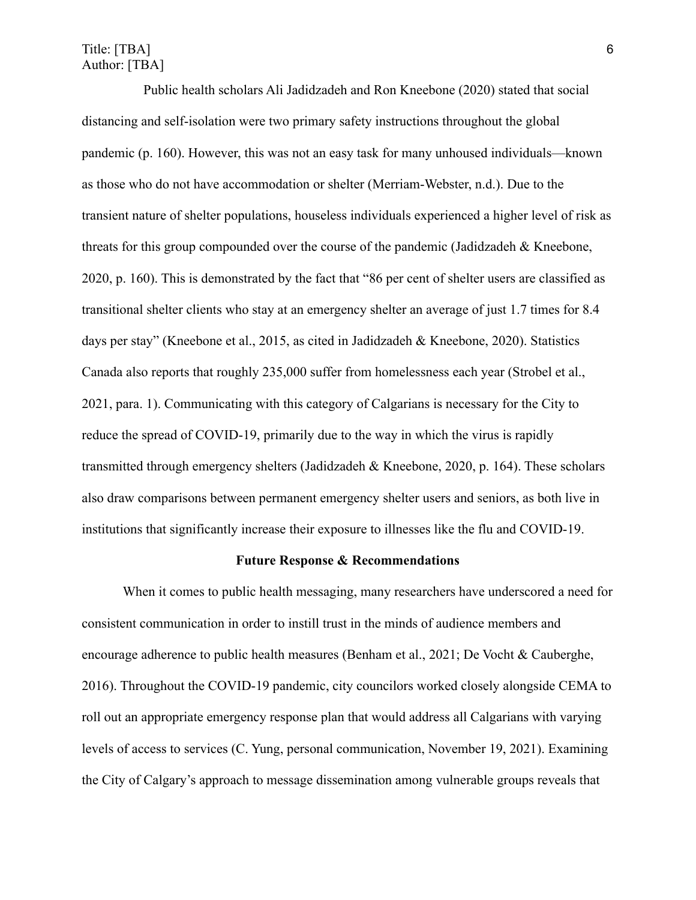Public health scholars Ali Jadidzadeh and Ron Kneebone (2020) stated that social distancing and self-isolation were two primary safety instructions throughout the global pandemic (p. 160). However, this was not an easy task for many unhoused individuals—known as those who do not have accommodation or shelter (Merriam-Webster, n.d.). Due to the transient nature of shelter populations, houseless individuals experienced a higher level of risk as threats for this group compounded over the course of the pandemic (Jadidzadeh & Kneebone, 2020, p. 160). This is demonstrated by the fact that "86 per cent of shelter users are classified as transitional shelter clients who stay at an emergency shelter an average of just 1.7 times for 8.4 days per stay" (Kneebone et al., 2015, as cited in Jadidzadeh & Kneebone, 2020). Statistics Canada also reports that roughly 235,000 suffer from homelessness each year (Strobel et al., 2021, para. 1). Communicating with this category of Calgarians is necessary for the City to reduce the spread of COVID-19, primarily due to the way in which the virus is rapidly transmitted through emergency shelters (Jadidzadeh & Kneebone, 2020, p. 164). These scholars also draw comparisons between permanent emergency shelter users and seniors, as both live in institutions that significantly increase their exposure to illnesses like the flu and COVID-19.

## Future Response & Recommendations

When it comes to public health messaging, many researchers have underscored a need for consistent communication in order to instill trust in the minds of audience members and encourage adherence to public health measures (Benham et al., 2021; De Vocht & Cauberghe, 2016). Throughout the COVID-19 pandemic, city councilors worked closely alongside CEMA to roll out an appropriate emergency response plan that would address all Calgarians with varying levels of access to services (C. Yung, personal communication, November 19, 2021). Examining the City of Calgary's approach to message dissemination among vulnerable groups reveals that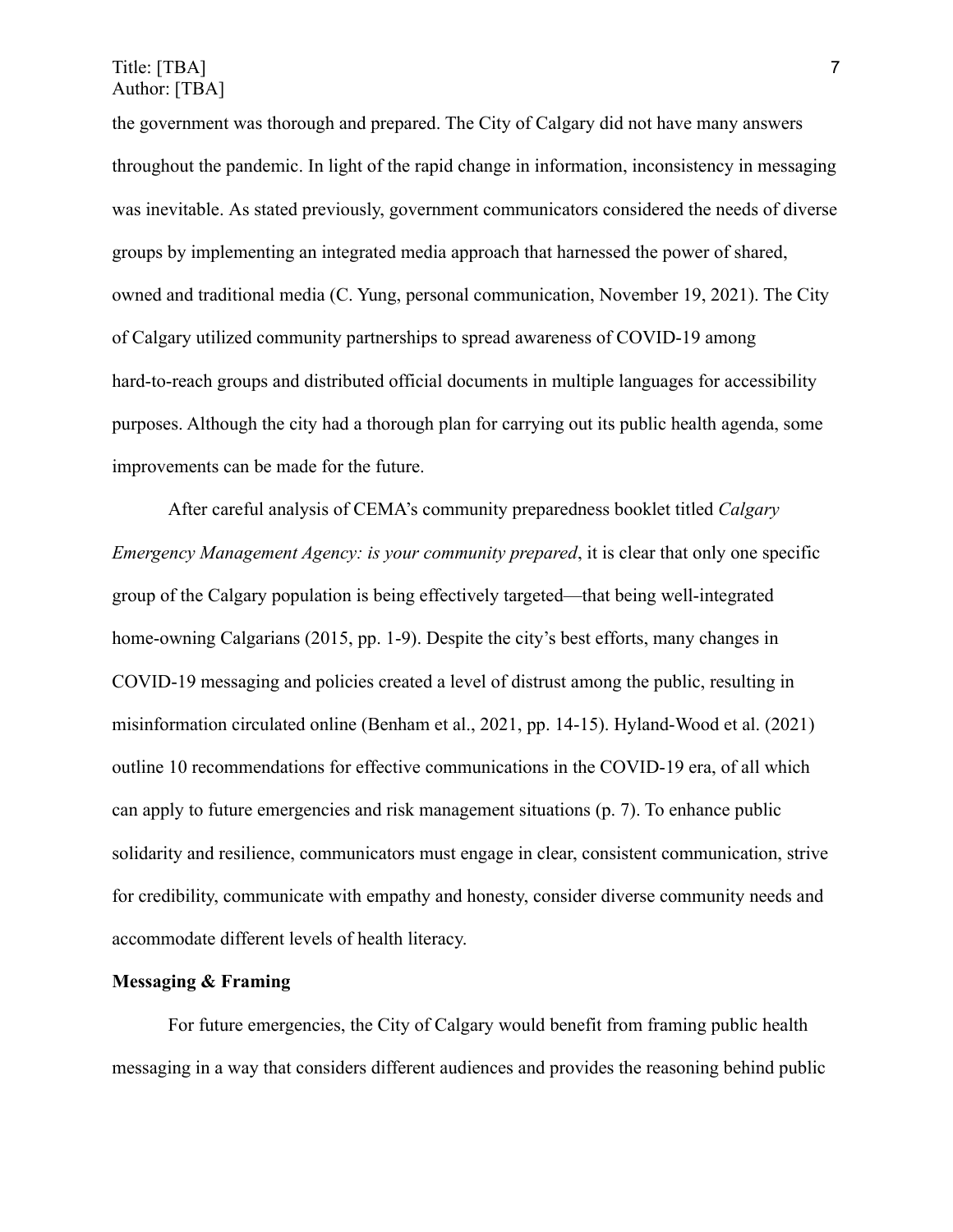the government was thorough and prepared. The City of Calgary did not have many answers throughout the pandemic. In light of the rapid change in information, inconsistency in messaging was inevitable. As stated previously, government communicators considered the needs of diverse groups by implementing an integrated media approach that harnessed the power of shared, owned and traditional media (C. Yung, personal communication, November 19, 2021). The City of Calgary utilized community partnerships to spread awareness of COVID-19 among hard-to-reach groups and distributed official documents in multiple languages for accessibility purposes. Although the city had a thorough plan for carrying out its public health agenda, some improvements can be made for the future.

After careful analysis of CEMA's community preparedness booklet titled *Calgary Emergency Management Agency: is your community prepared*, it is clear that only one specific group of the Calgary population is being effectively targeted—that being well-integrated home-owning Calgarians (2015, pp. 1-9). Despite the city's best efforts, many changes in COVID-19 messaging and policies created a level of distrust among the public, resulting in misinformation circulated online (Benham et al., 2021, pp. 14-15). Hyland-Wood et al. (2021) outline 10 recommendations for effective communications in the COVID-19 era, of all which can apply to future emergencies and risk management situations (p. 7). To enhance public solidarity and resilience, communicators must engage in clear, consistent communication, strive for credibility, communicate with empathy and honesty, consider diverse community needs and accommodate different levels of health literacy.

**Messaging & Framing**

For future emergencies, the City of Calgary would benefit from framing public health messaging in a way that considers different audiences and provides the reasoning behind public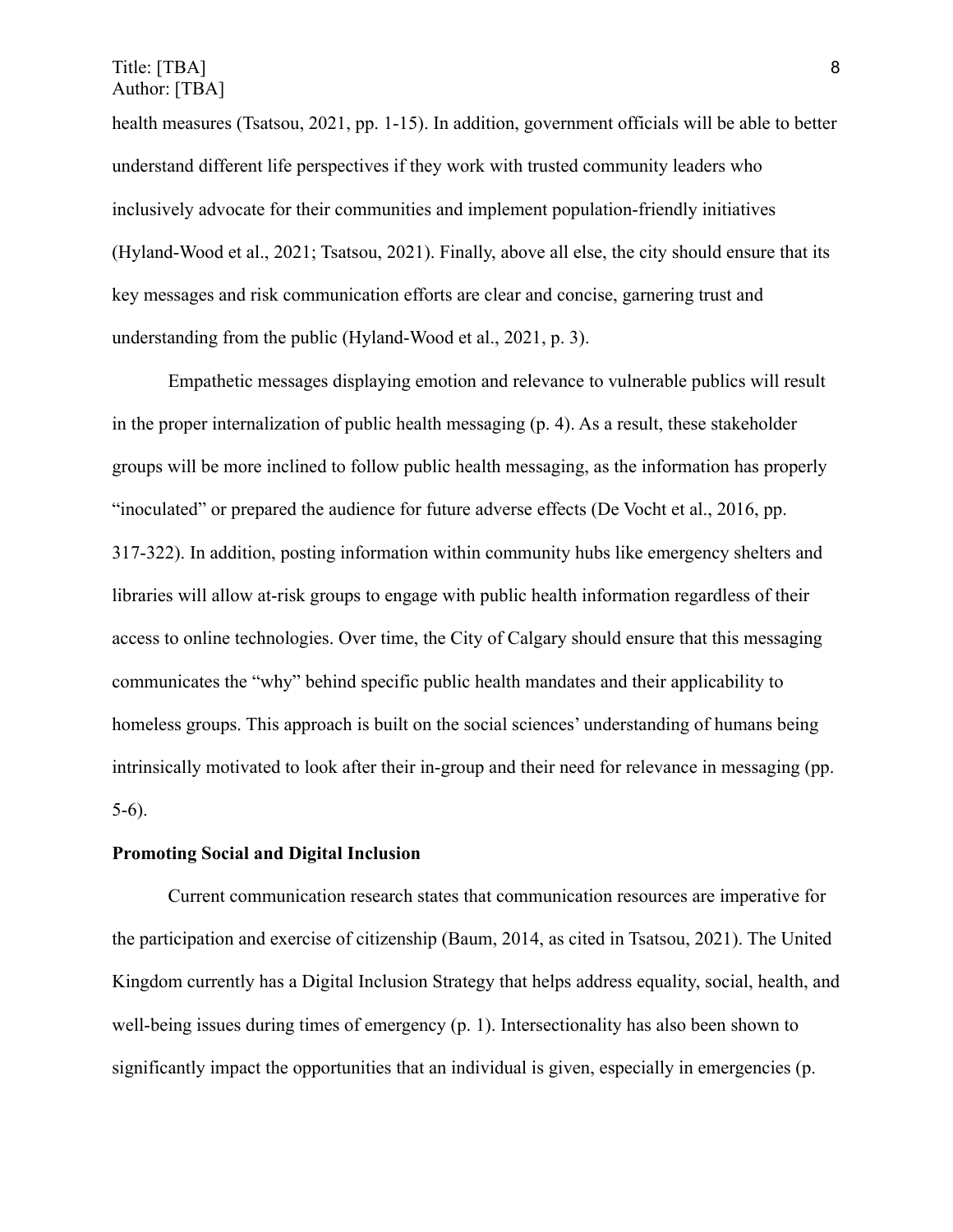health measures (Tsatsou, 2021, pp. 1-15). In addition, government officials will be able to better understand different life perspectives if they work with trusted community leaders who inclusively advocate for their communities and implement population-friendly initiatives (Hyland-Wood et al., 2021; Tsatsou, 2021). Finally, above all else, the city should ensure that its key messages and risk communication efforts are clear and concise, garnering trust and understanding from the public (Hyland-Wood et al., 2021, p. 3).

Empathetic messages displaying emotion and relevance to vulnerable publics will result in the proper internalization of public health messaging (p. 4). As a result, these stakeholder groups will be more inclined to follow public health messaging, as the information has properly "inoculated" or prepared the audience for future adverse effects (De Vocht et al., 2016, pp. 317-322). In addition, posting information within community hubs like emergency shelters and libraries will allow at-risk groups to engage with public health information regardless of their access to online technologies. Over time, the City of Calgary should ensure that this messaging communicates the "why" behind specific public health mandates and their applicability to homeless groups. This approach is built on the social sciences' understanding of humans being intrinsically motivated to look after their in-group and their need for relevance in messaging (pp. 5-6).

**Promoting Social and Digital Inclusion**

Current communication research states that communication resources are imperative for the participation and exercise of citizenship (Baum, 2014, as cited in Tsatsou, 2021). The United Kingdom currently has a Digital Inclusion Strategy that helps address equality, social, health, and well-being issues during times of emergency (p. 1). Intersectionality has also been shown to significantly impact the opportunities that an individual is given, especially in emergencies (p.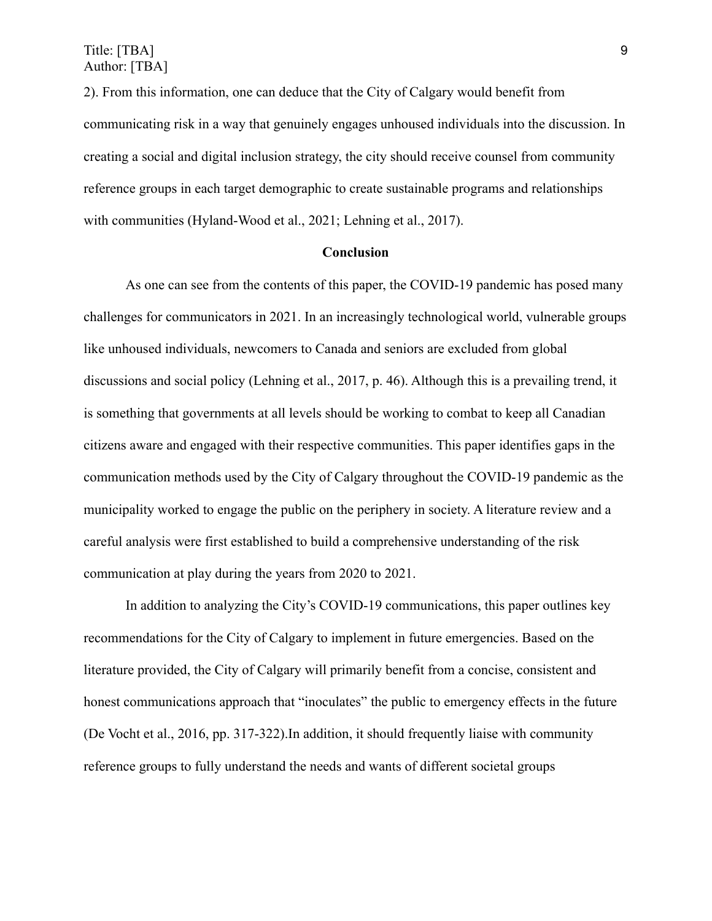2). From this information, one can deduce that the City of Calgary would benefit from communicating risk in a way that genuinely engages unhoused individuals into the discussion. In creating a social and digital inclusion strategy, the city should receive counsel from community reference groups in each target demographic to create sustainable programs and relationships with communities (Hyland-Wood et al., 2021; Lehning et al., 2017).

## Conclusion

As one can see from the contents of this paper, the COVID-19 pandemic has posed many challenges for communicators in 2021. In an increasingly technological world, vulnerable groups like unhoused individuals, newcomers to Canada and seniors are excluded from global discussions and social policy (Lehning et al., 2017, p. 46). Although this is a prevailing trend, it is something that governments at all levels should be working to combat to keep all Canadian citizens aware and engaged with their respective communities. This paper identifies gaps in the communication methods used by the City of Calgary throughout the COVID-19 pandemic as the municipality worked to engage the public on the periphery in society. A literature review and a careful analysis were first established to build a comprehensive understanding of the risk communication at play during the years from 2020 to 2021.

In addition to analyzing the City's COVID-19 communications, this paper outlines key recommendations for the City of Calgary to implement in future emergencies. Based on the literature provided, the City of Calgary will primarily benefit from a concise, consistent and honest communications approach that "inoculates" the public to emergency effects in the future (De Vocht et al., 2016, pp. 317-322).In addition, it should frequently liaise with community reference groups to fully understand the needs and wants of different societal groups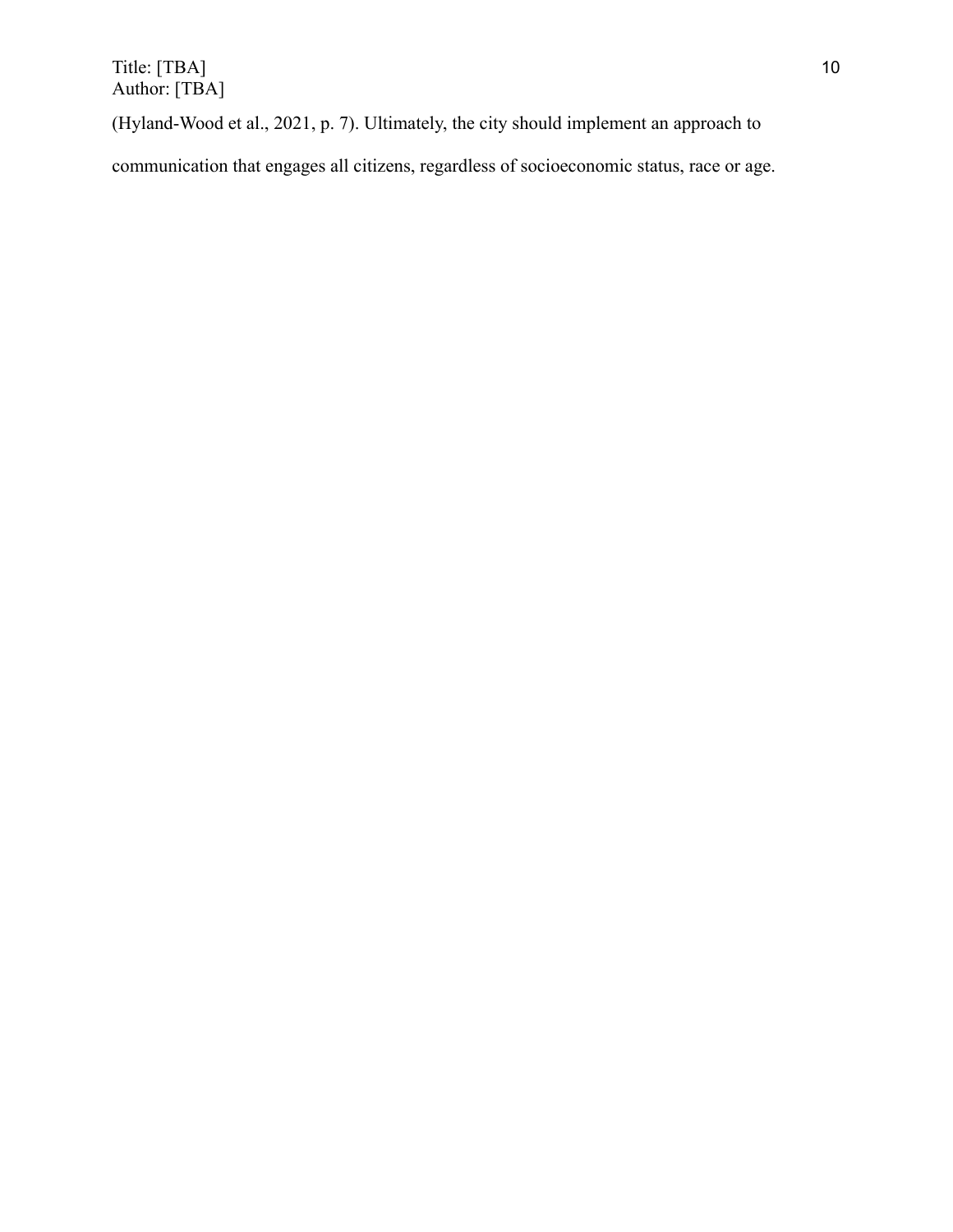(Hyland-Wood et al., 2021, p. 7). Ultimately, the city should implement an approach to communication that engages all citizens, regardless of socioeconomic status, race or age.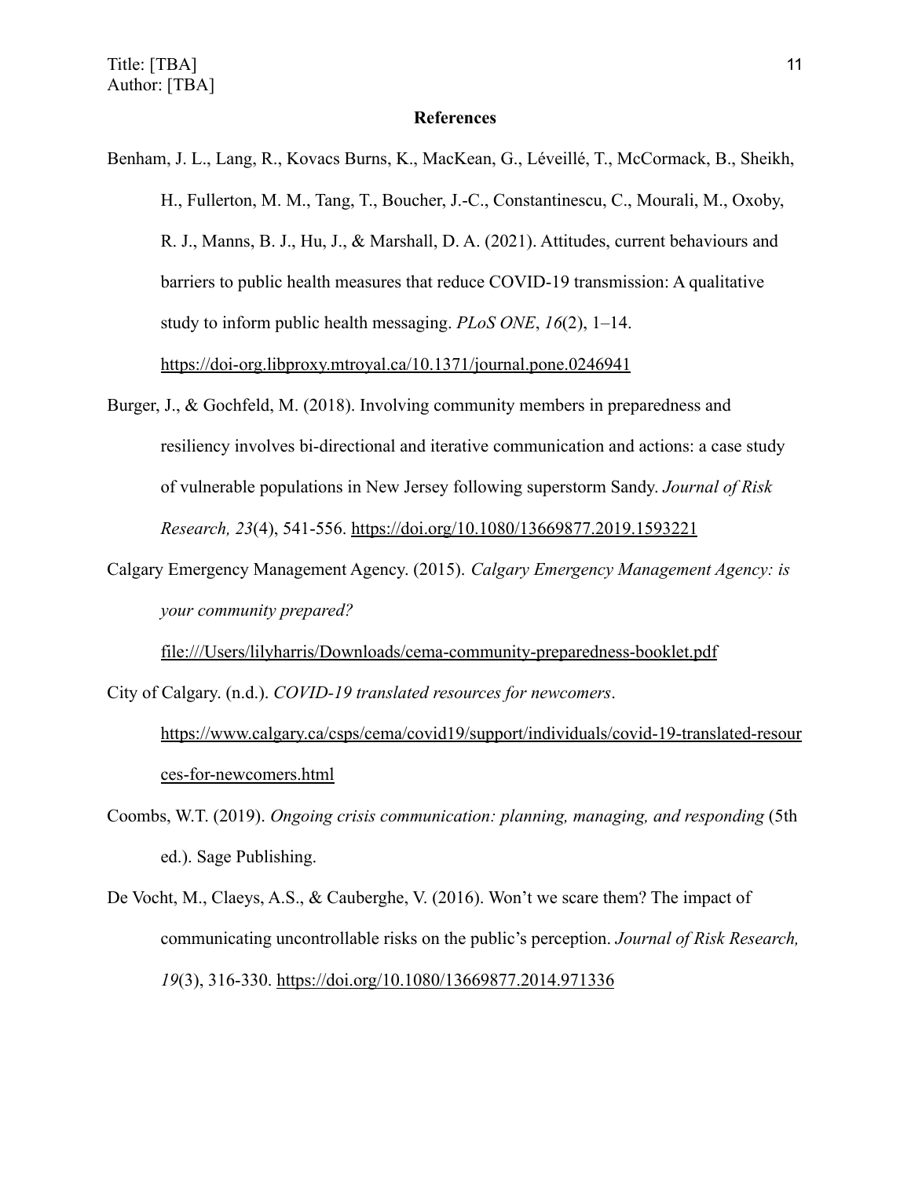**References**

Benham, J. L., Lang, R., Kovacs Burns, K., MacKean, G., Léveillé, T., McCormack, B., Sheikh, H., Fullerton, M. M., Tang, T., Boucher, J.-C., Constantinescu, C., Mourali, M., Oxoby, R. J., Manns, B. J., Hu, J., & Marshall, D. A. (2021). Attitudes, current behaviours and barriers to public health measures that reduce COVID-19 transmission: A qualitative study to inform public health messaging. *PLoS ONE*, *16*(2), 1–14. https://doi-org.libproxy.mtroyal.ca/10.1371/journal.pone.0246941

Burger, J., & Gochfeld, M. (2018). Involving community members in preparedness and resiliency involves bi-directional and iterative communication and actions: a case study of vulnerable populations in New Jersey following superstorm Sandy. *Journal of Risk Research, 23*(4), 541-556. https://doi.org/10.1080/13669877.2019.1593221

Calgary Emergency Management Agency. (2015). *Calgary Emergency Management Agency: is your community prepared?* file:///Users/lilyharris/Downloads/cema-community-preparedness-booklet.pdf

City of Calgary. (n.d.). *COVID-19 translated resources for newcomers*. https://www.calgary.ca/csps/cema/covid19/support/individuals/covid-19-translated-resources-for-newcomers.html

Coombs, W.T. (2019). *Ongoing crisis communication: planning, managing, and responding* (5th ed.). Sage Publishing.

De Vocht, M., Claeys, A.S., & Cauberghe, V. (2016). Won't we scare them? The impact of communicating uncontrollable risks on the public's perception. *Journal of Risk Research, 19*(3), 316-330. https://doi.org/10.1080/13669877.2014.971336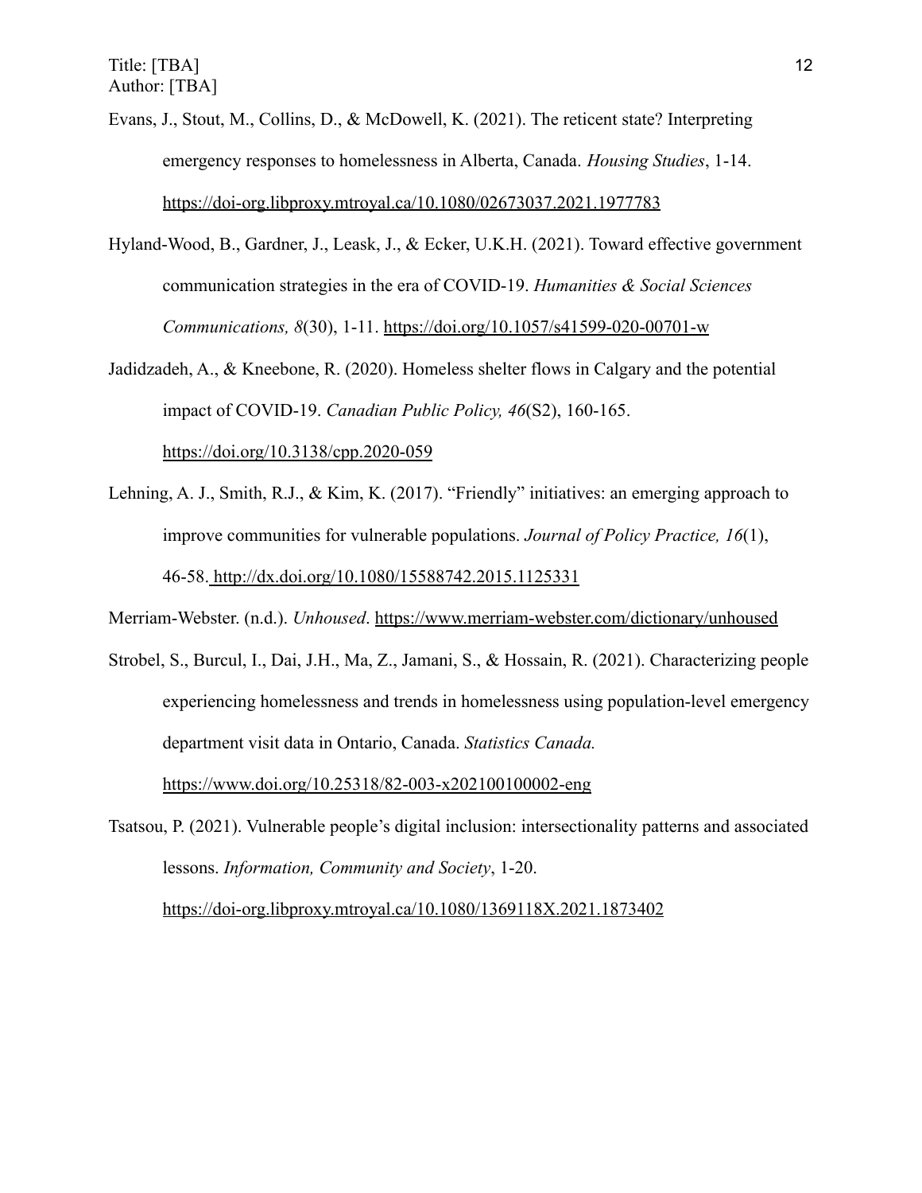Evans, J., Stout, M., Collins, D., & McDowell, K. (2021). The reticent state? Interpreting emergency responses to homelessness in Alberta, Canada. *Housing Studies*, 1-14. https://doi-org.libproxy.mtroyal.ca/10.1080/02673037.2021.1977783

Hyland-Wood, B., Gardner, J., Leask, J., & Ecker, U.K.H. (2021). Toward effective government communication strategies in the era of COVID-19. *Humanities & Social Sciences Communications, 8*(30), 1-11. https://doi.org/10.1057/s41599-020-00701-w

Jadidzadeh, A., & Kneebone, R. (2020). Homeless shelter flows in Calgary and the potential impact of COVID-19. *Canadian Public Policy, 46*(S2), 160-165. https://doi.org/10.3138/cpp.2020-059

Lehning, A. J., Smith, R.J., & Kim, K. (2017). "Friendly" initiatives: an emerging approach to improve communities for vulnerable populations. *Journal of Policy Practice, 16*(1), 46-58. http://dx.doi.org/10.1080/15588742.2015.1125331

Merriam-Webster. (n.d.). *Unhoused*. https://www.merriam-webster.com/dictionary/unhoused

Strobel, S., Burcul, I., Dai, J.H., Ma, Z., Jamani, S., & Hossain, R. (2021). Characterizing people experiencing homelessness and trends in homelessness using population-level emergency department visit data in Ontario, Canada. *Statistics Canada.* https://www.doi.org/10.25318/82-003-x202100100002-eng

Tsatsou, P. (2021). Vulnerable people's digital inclusion: intersectionality patterns and associated lessons. *Information, Community and Society*, 1-20. https://doi-org.libproxy.mtroyal.ca/10.1080/1369118X.2021.1873402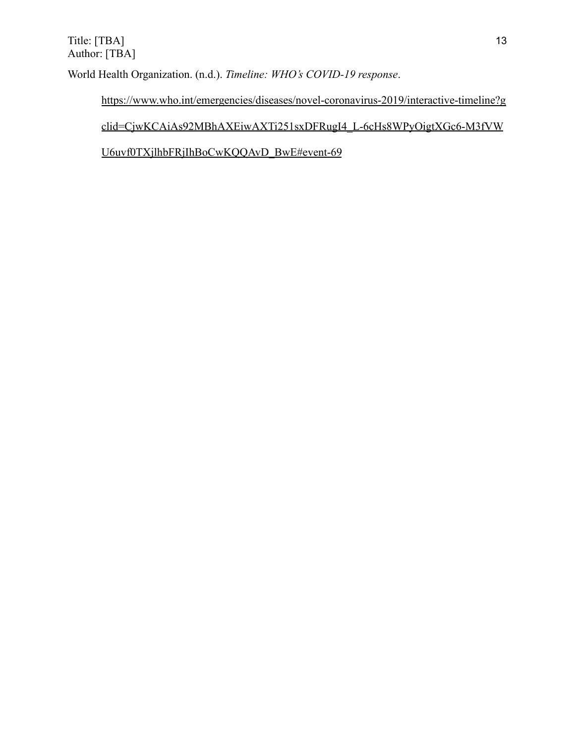World Health Organization. (n.d.). *Timeline: WHO's COVID-19 response*. https://www.who.int/emergencies/diseases/novel-coronavirus-2019/interactive-timeline?gclid=CjwKCAiAs92MBhAXEiwAXTi251sxDFRugI4_L-6cHs8WPyOigtXGc6-M3fVWU6uvf0TXjlhbFRjIhBoCwKQQAvD_BwE#event-69